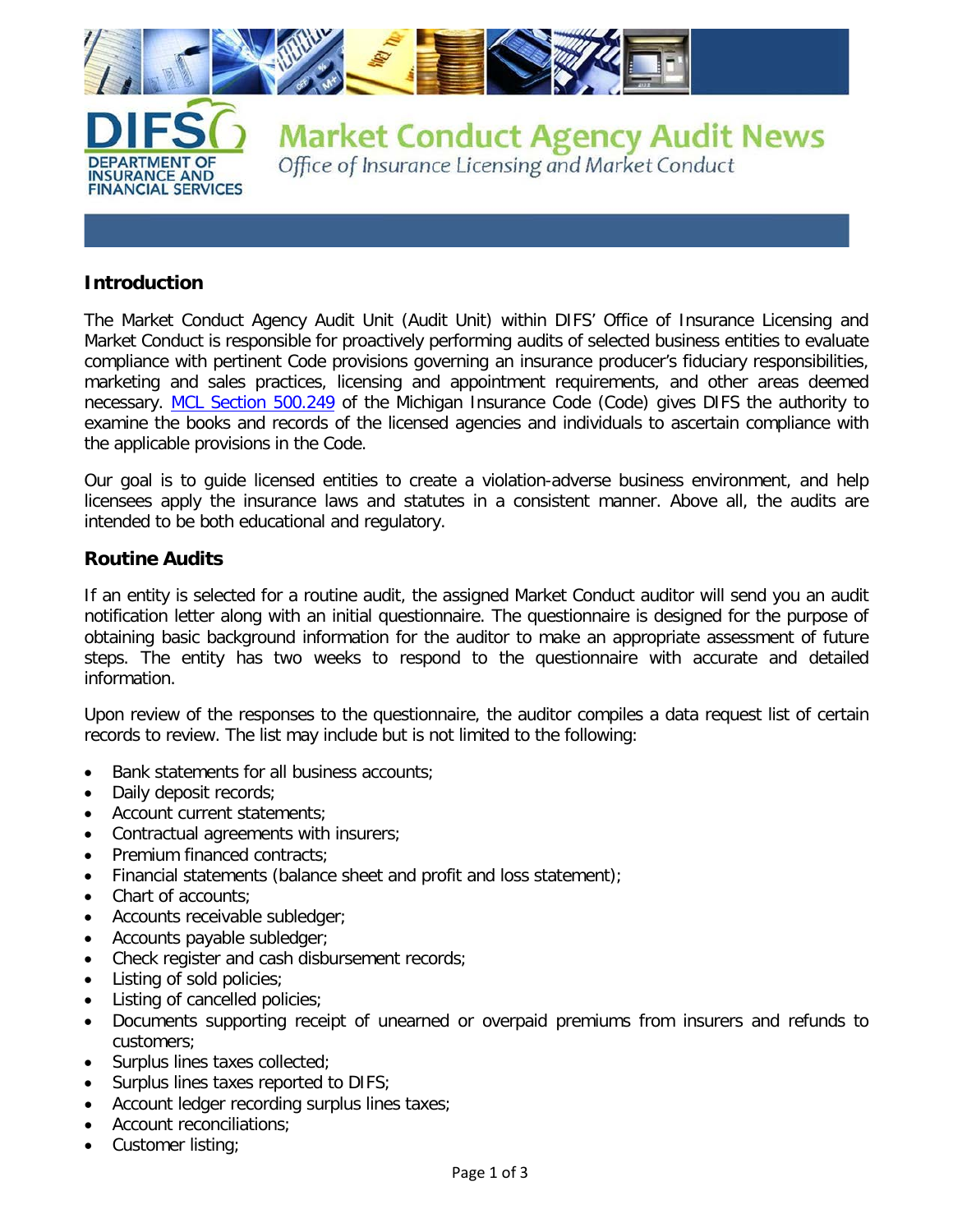# Market Conduct Agency Audit News

*Office of Insurance Licensing and Market Conduct*

DEPARTMENT OF INSURANCE AND FINANCIAL SERVICES

## Introduction

The Market Conduct Agency Audit Unit (Audit Unit) within DIFS' Office of Insurance Licensing and Market Conduct is responsible for proactively performing audits of selected business entities to evaluate compliance with pertinent Code provisions governing an insurance producer's fiduciary responsibilities, marketing and sales practices, licensing and appointment requirements, and other areas deemed necessary. MCL Section 500.249 of the Michigan Insurance Code (Code) gives DIFS the authority to examine the books and records of the licensed agencies and individuals to ascertain compliance with the applicable provisions in the Code.

Our goal is to guide licensed entities to create a violation-adverse business environment, and help licensees apply the insurance laws and statutes in a consistent manner. Above all, the audits are intended to be both educational and regulatory.

## Routine Audits

If an entity is selected for a routine audit, the assigned Market Conduct auditor will send you an audit notification letter along with an initial questionnaire. The questionnaire is designed for the purpose of obtaining basic background information for the auditor to make an appropriate assessment of future steps. The entity has two weeks to respond to the questionnaire with accurate and detailed information.

Upon review of the responses to the questionnaire, the auditor compiles a data request list of certain records to review. The list may include but is not limited to the following:

- Bank statements for all business accounts;
- Daily deposit records;
- Account current statements;
- Contractual agreements with insurers;
- Premium financed contracts;
- Financial statements (balance sheet and profit and loss statement);
- Chart of accounts;
- Accounts receivable subledger;
- Accounts payable subledger;
- Check register and cash disbursement records;
- Listing of sold policies;
- Listing of cancelled policies;
- Documents supporting receipt of unearned or overpaid premiums from insurers and refunds to customers;
- Surplus lines taxes collected;
- Surplus lines taxes reported to DIFS;
- Account ledger recording surplus lines taxes;
- Account reconciliations;
- Customer listing;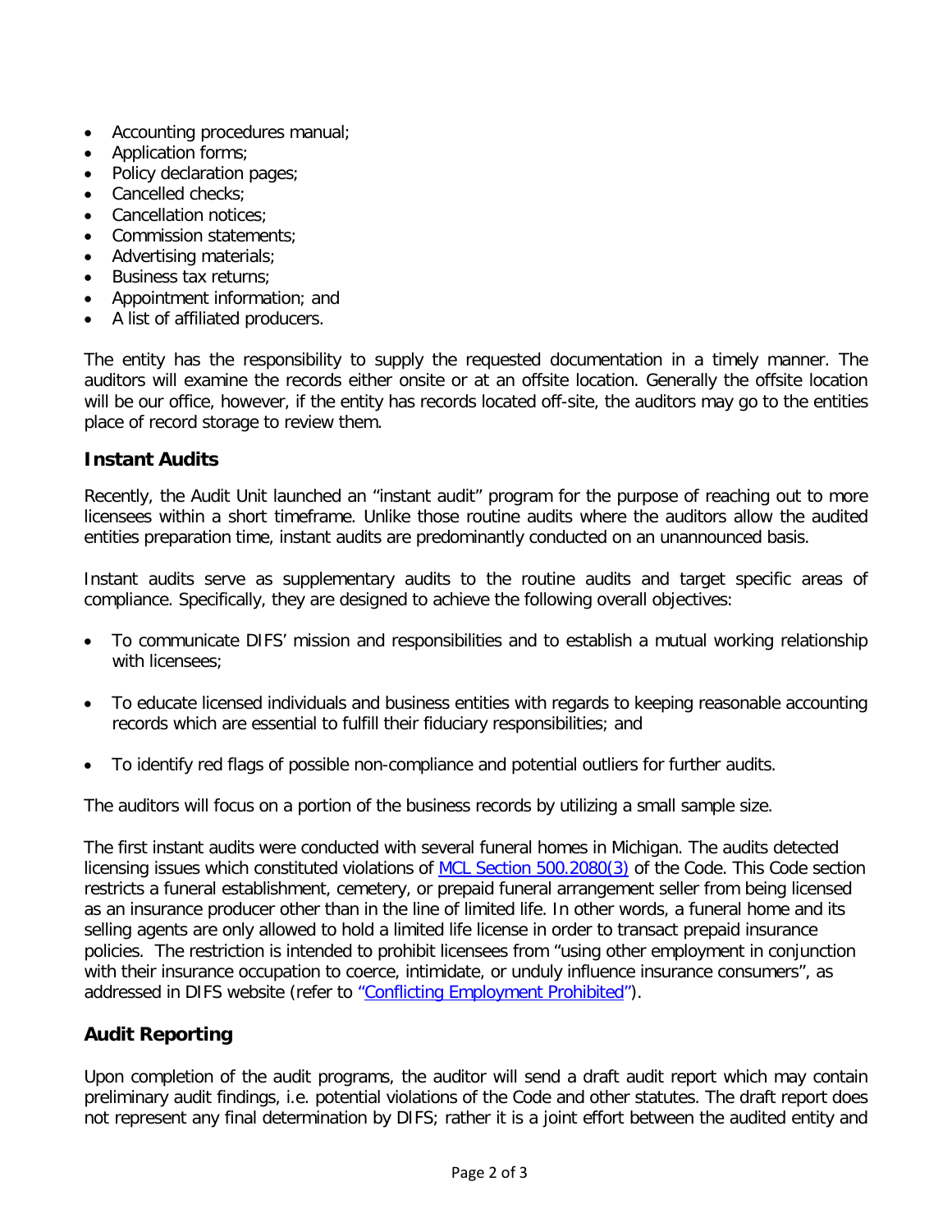- Accounting procedures manual;
- Application forms;
- Policy declaration pages;
- Cancelled checks;
- Cancellation notices;
- Commission statements;
- Advertising materials;
- Business tax returns;
- Appointment information; and
- A list of affiliated producers.

The entity has the responsibility to supply the requested documentation in a timely manner. The auditors will examine the records either onsite or at an offsite location. Generally the offsite location will be our office, however, if the entity has records located off-site, the auditors may go to the entities place of record storage to review them.

## Instant Audits

Recently, the Audit Unit launched an "instant audit" program for the purpose of reaching out to more licensees within a short timeframe. Unlike those routine audits where the auditors allow the audited entities preparation time, instant audits are predominantly conducted on an unannounced basis.

Instant audits serve as supplementary audits to the routine audits and target specific areas of compliance. Specifically, they are designed to achieve the following overall objectives:

- To communicate DIFS' mission and responsibilities and to establish a mutual working relationship with licensees;
- To educate licensed individuals and business entities with regards to keeping reasonable accounting records which are essential to fulfill their fiduciary responsibilities; and
- To identify red flags of possible non-compliance and potential outliers for further audits.

The auditors will focus on a portion of the business records by utilizing a small sample size.

The first instant audits were conducted with several funeral homes in Michigan. The audits detected licensing issues which constituted violations of MCL Section 500.2080(3) of the Code. This Code section restricts a funeral establishment, cemetery, or prepaid funeral arrangement seller from being licensed as an insurance producer other than in the line of limited life. In other words, a funeral home and its selling agents are only allowed to hold a limited life license in order to transact prepaid insurance policies. The restriction is intended to prohibit licensees from "using other employment in conjunction with their insurance occupation to coerce, intimidate, or unduly influence insurance consumers", as addressed in DIFS website (refer to "Conflicting Employment Prohibited").

## Audit Reporting

Upon completion of the audit programs, the auditor will send a draft audit report which may contain preliminary audit findings, i.e. potential violations of the Code and other statutes. The draft report does not represent any final determination by DIFS; rather it is a joint effort between the audited entity and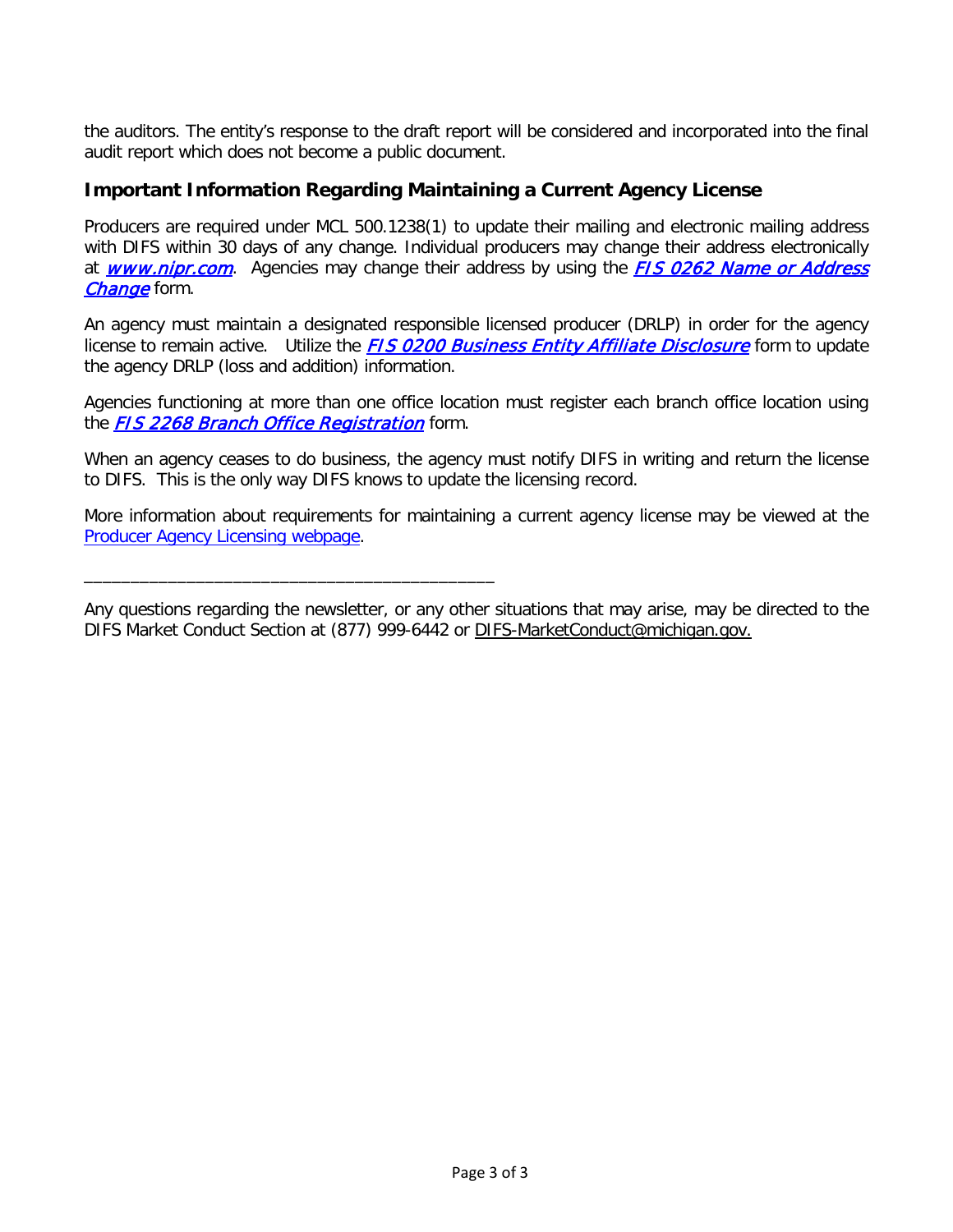the auditors. The entity's response to the draft report will be considered and incorporated into the final audit report which does not become a public document.

## Important Information Regarding Maintaining a Current Agency License

Producers are required under MCL 500.1238(1) to update their mailing and electronic mailing address with DIFS within 30 days of any change. Individual producers may change their address electronically at ***www.nipr.com***. Agencies may change their address by using the ***FIS 0262 Name or Address Change*** form.

An agency must maintain a designated responsible licensed producer (DRLP) in order for the agency license to remain active. Utilize the ***FIS 0200 Business Entity Affiliate Disclosure*** form to update the agency DRLP (loss and addition) information.

Agencies functioning at more than one office location must register each branch office location using the ***FIS 2268 Branch Office Registration*** form.

When an agency ceases to do business, the agency must notify DIFS in writing and return the license to DIFS. This is the only way DIFS knows to update the licensing record.

More information about requirements for maintaining a current agency license may be viewed at the Producer Agency Licensing webpage.

---

Any questions regarding the newsletter, or any other situations that may arise, may be directed to the DIFS Market Conduct Section at (877) 999-6442 or DIFS-MarketConduct@michigan.gov.